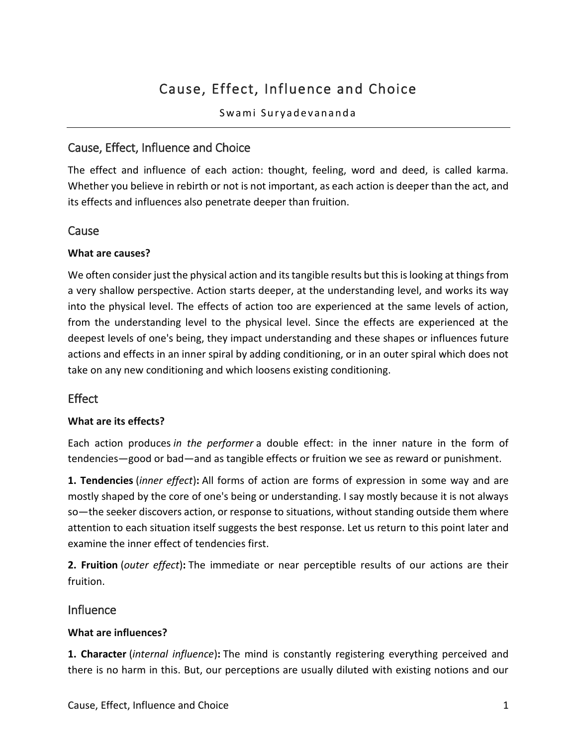# Cause, Effect, Influence and Choice

Swami Suryadevananda

## Cause, Effect, Influence and Choice

The effect and influence of each action: thought, feeling, word and deed, is called karma. Whether you believe in rebirth or not is not important, as each action is deeper than the act, and its effects and influences also penetrate deeper than fruition.

## Cause

**What are causes?**

We often consider just the physical action and its tangible results but this is looking at things from a very shallow perspective. Action starts deeper, at the understanding level, and works its way into the physical level. The effects of action too are experienced at the same levels of action, from the understanding level to the physical level. Since the effects are experienced at the deepest levels of one's being, they impact understanding and these shapes or influences future actions and effects in an inner spiral by adding conditioning, or in an outer spiral which does not take on any new conditioning and which loosens existing conditioning.

## Effect

**What are its effects?**

Each action produces *in the performer* a double effect: in the inner nature in the form of tendencies—good or bad—and as tangible effects or fruition we see as reward or punishment.

**1. Tendencies** (*inner effect*)**:** All forms of action are forms of expression in some way and are mostly shaped by the core of one's being or understanding. I say mostly because it is not always so—the seeker discovers action, or response to situations, without standing outside them where attention to each situation itself suggests the best response. Let us return to this point later and examine the inner effect of tendencies first.

**2. Fruition** (*outer effect*)**:** The immediate or near perceptible results of our actions are their fruition.

## Influence

**What are influences?**

**1. Character** (*internal influence*)**:** The mind is constantly registering everything perceived and there is no harm in this. But, our perceptions are usually diluted with existing notions and our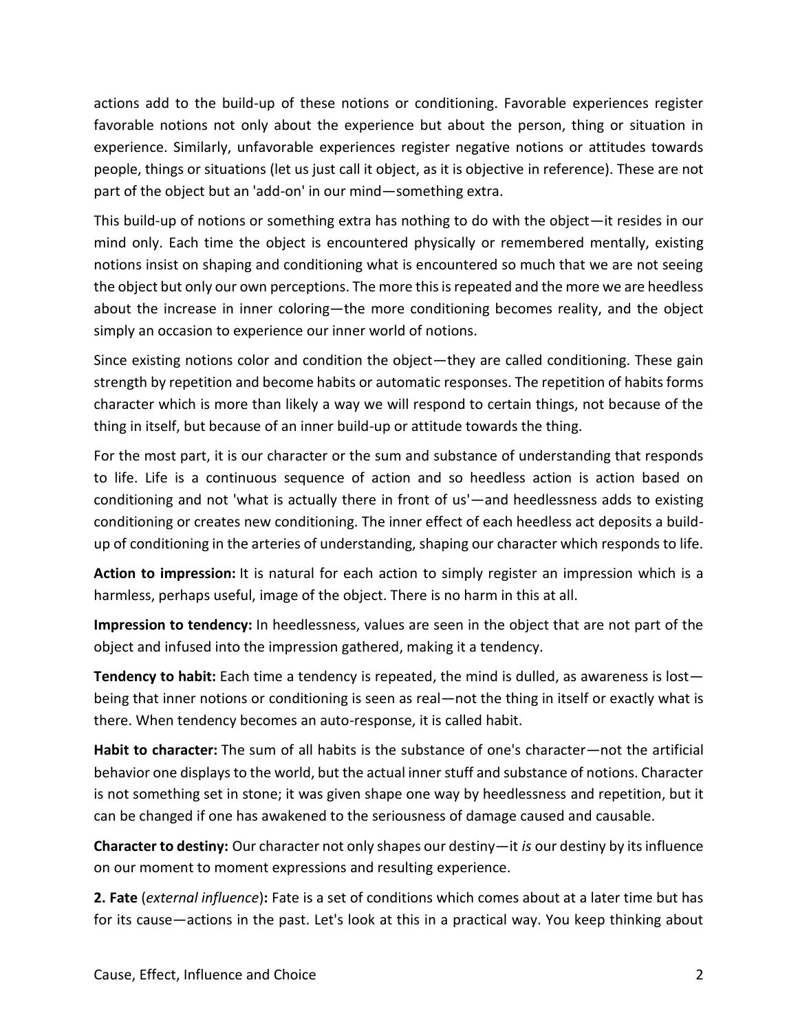actions add to the build-up of these notions or conditioning. Favorable experiences register favorable notions not only about the experience but about the person, thing or situation in experience. Similarly, unfavorable experiences register negative notions or attitudes towards people, things or situations (let us just call it object, as it is objective in reference). These are not part of the object but an 'add-on' in our mind—something extra.

This build-up of notions or something extra has nothing to do with the object—it resides in our mind only. Each time the object is encountered physically or remembered mentally, existing notions insist on shaping and conditioning what is encountered so much that we are not seeing the object but only our own perceptions. The more this is repeated and the more we are heedless about the increase in inner coloring—the more conditioning becomes reality, and the object simply an occasion to experience our inner world of notions.

Since existing notions color and condition the object—they are called conditioning. These gain strength by repetition and become habits or automatic responses. The repetition of habits forms character which is more than likely a way we will respond to certain things, not because of the thing in itself, but because of an inner build-up or attitude towards the thing.

For the most part, it is our character or the sum and substance of understanding that responds to life. Life is a continuous sequence of action and so heedless action is action based on conditioning and not 'what is actually there in front of us'—and heedlessness adds to existing conditioning or creates new conditioning. The inner effect of each heedless act deposits a build-up of conditioning in the arteries of understanding, shaping our character which responds to life.

**Action to impression:** It is natural for each action to simply register an impression which is a harmless, perhaps useful, image of the object. There is no harm in this at all.

**Impression to tendency:** In heedlessness, values are seen in the object that are not part of the object and infused into the impression gathered, making it a tendency.

**Tendency to habit:** Each time a tendency is repeated, the mind is dulled, as awareness is lost—being that inner notions or conditioning is seen as real—not the thing in itself or exactly what is there. When tendency becomes an auto-response, it is called habit.

**Habit to character:** The sum of all habits is the substance of one's character—not the artificial behavior one displays to the world, but the actual inner stuff and substance of notions. Character is not something set in stone; it was given shape one way by heedlessness and repetition, but it can be changed if one has awakened to the seriousness of damage caused and causable.

**Character to destiny:** Our character not only shapes our destiny—it *is* our destiny by its influence on our moment to moment expressions and resulting experience.

**2. Fate** (*external influence*)**:** Fate is a set of conditions which comes about at a later time but has for its cause—actions in the past. Let's look at this in a practical way. You keep thinking about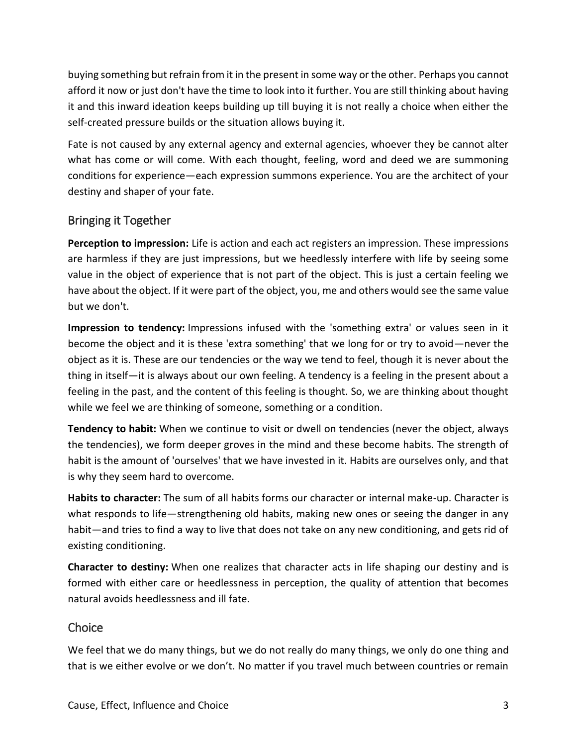buying something but refrain from it in the present in some way or the other. Perhaps you cannot afford it now or just don't have the time to look into it further. You are still thinking about having it and this inward ideation keeps building up till buying it is not really a choice when either the self-created pressure builds or the situation allows buying it.

Fate is not caused by any external agency and external agencies, whoever they be cannot alter what has come or will come. With each thought, feeling, word and deed we are summoning conditions for experience—each expression summons experience. You are the architect of your destiny and shaper of your fate.

## Bringing it Together

**Perception to impression:** Life is action and each act registers an impression. These impressions are harmless if they are just impressions, but we heedlessly interfere with life by seeing some value in the object of experience that is not part of the object. This is just a certain feeling we have about the object. If it were part of the object, you, me and others would see the same value but we don't.

**Impression to tendency:** Impressions infused with the 'something extra' or values seen in it become the object and it is these 'extra something' that we long for or try to avoid—never the object as it is. These are our tendencies or the way we tend to feel, though it is never about the thing in itself—it is always about our own feeling. A tendency is a feeling in the present about a feeling in the past, and the content of this feeling is thought. So, we are thinking about thought while we feel we are thinking of someone, something or a condition.

**Tendency to habit:** When we continue to visit or dwell on tendencies (never the object, always the tendencies), we form deeper groves in the mind and these become habits. The strength of habit is the amount of 'ourselves' that we have invested in it. Habits are ourselves only, and that is why they seem hard to overcome.

**Habits to character:** The sum of all habits forms our character or internal make-up. Character is what responds to life—strengthening old habits, making new ones or seeing the danger in any habit—and tries to find a way to live that does not take on any new conditioning, and gets rid of existing conditioning.

**Character to destiny:** When one realizes that character acts in life shaping our destiny and is formed with either care or heedlessness in perception, the quality of attention that becomes natural avoids heedlessness and ill fate.

## Choice

We feel that we do many things, but we do not really do many things, we only do one thing and that is we either evolve or we don't. No matter if you travel much between countries or remain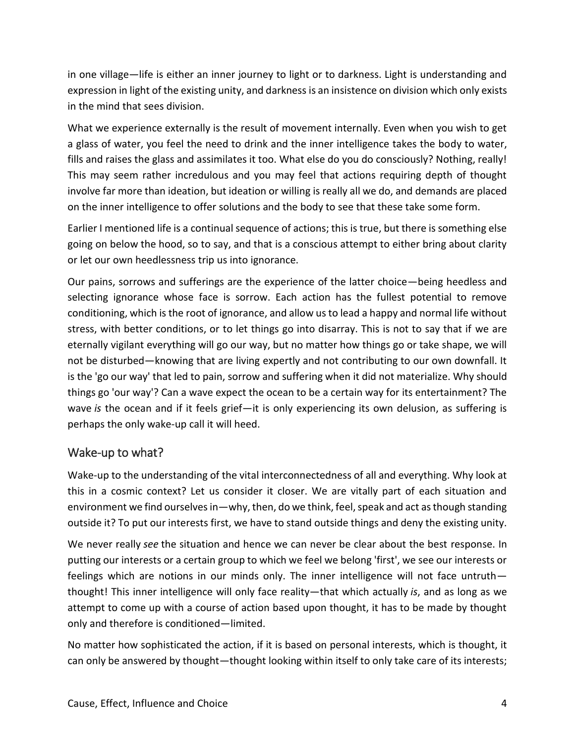in one village—life is either an inner journey to light or to darkness. Light is understanding and expression in light of the existing unity, and darkness is an insistence on division which only exists in the mind that sees division.

What we experience externally is the result of movement internally. Even when you wish to get a glass of water, you feel the need to drink and the inner intelligence takes the body to water, fills and raises the glass and assimilates it too. What else do you do consciously? Nothing, really! This may seem rather incredulous and you may feel that actions requiring depth of thought involve far more than ideation, but ideation or willing is really all we do, and demands are placed on the inner intelligence to offer solutions and the body to see that these take some form.

Earlier I mentioned life is a continual sequence of actions; this is true, but there is something else going on below the hood, so to say, and that is a conscious attempt to either bring about clarity or let our own heedlessness trip us into ignorance.

Our pains, sorrows and sufferings are the experience of the latter choice—being heedless and selecting ignorance whose face is sorrow. Each action has the fullest potential to remove conditioning, which is the root of ignorance, and allow us to lead a happy and normal life without stress, with better conditions, or to let things go into disarray. This is not to say that if we are eternally vigilant everything will go our way, but no matter how things go or take shape, we will not be disturbed—knowing that are living expertly and not contributing to our own downfall. It is the 'go our way' that led to pain, sorrow and suffering when it did not materialize. Why should things go 'our way'? Can a wave expect the ocean to be a certain way for its entertainment? The wave *is* the ocean and if it feels grief—it is only experiencing its own delusion, as suffering is perhaps the only wake-up call it will heed.

## Wake-up to what?

Wake-up to the understanding of the vital interconnectedness of all and everything. Why look at this in a cosmic context? Let us consider it closer. We are vitally part of each situation and environment we find ourselves in—why, then, do we think, feel, speak and act as though standing outside it? To put our interests first, we have to stand outside things and deny the existing unity.

We never really *see* the situation and hence we can never be clear about the best response. In putting our interests or a certain group to which we feel we belong 'first', we see our interests or feelings which are notions in our minds only. The inner intelligence will not face untruth—thought! This inner intelligence will only face reality—that which actually *is*, and as long as we attempt to come up with a course of action based upon thought, it has to be made by thought only and therefore is conditioned—limited.

No matter how sophisticated the action, if it is based on personal interests, which is thought, it can only be answered by thought—thought looking within itself to only take care of its interests;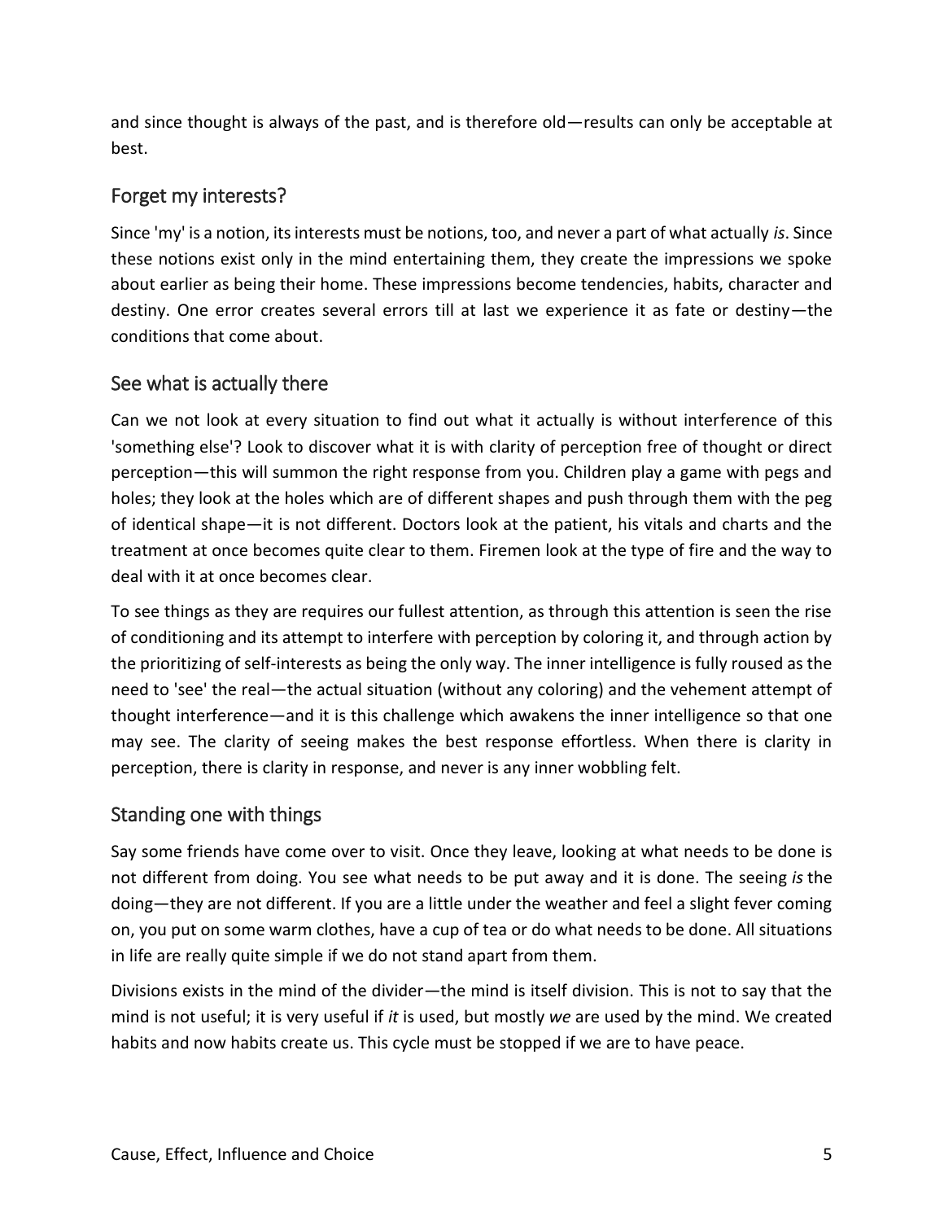and since thought is always of the past, and is therefore old—results can only be acceptable at best.

## Forget my interests?

Since 'my' is a notion, its interests must be notions, too, and never a part of what actually *is*. Since these notions exist only in the mind entertaining them, they create the impressions we spoke about earlier as being their home. These impressions become tendencies, habits, character and destiny. One error creates several errors till at last we experience it as fate or destiny—the conditions that come about.

## See what is actually there

Can we not look at every situation to find out what it actually is without interference of this 'something else'? Look to discover what it is with clarity of perception free of thought or direct perception—this will summon the right response from you. Children play a game with pegs and holes; they look at the holes which are of different shapes and push through them with the peg of identical shape—it is not different. Doctors look at the patient, his vitals and charts and the treatment at once becomes quite clear to them. Firemen look at the type of fire and the way to deal with it at once becomes clear.

To see things as they are requires our fullest attention, as through this attention is seen the rise of conditioning and its attempt to interfere with perception by coloring it, and through action by the prioritizing of self-interests as being the only way. The inner intelligence is fully roused as the need to 'see' the real—the actual situation (without any coloring) and the vehement attempt of thought interference—and it is this challenge which awakens the inner intelligence so that one may see. The clarity of seeing makes the best response effortless. When there is clarity in perception, there is clarity in response, and never is any inner wobbling felt.

## Standing one with things

Say some friends have come over to visit. Once they leave, looking at what needs to be done is not different from doing. You see what needs to be put away and it is done. The seeing *is* the doing—they are not different. If you are a little under the weather and feel a slight fever coming on, you put on some warm clothes, have a cup of tea or do what needs to be done. All situations in life are really quite simple if we do not stand apart from them.

Divisions exists in the mind of the divider—the mind is itself division. This is not to say that the mind is not useful; it is very useful if *it* is used, but mostly *we* are used by the mind. We created habits and now habits create us. This cycle must be stopped if we are to have peace.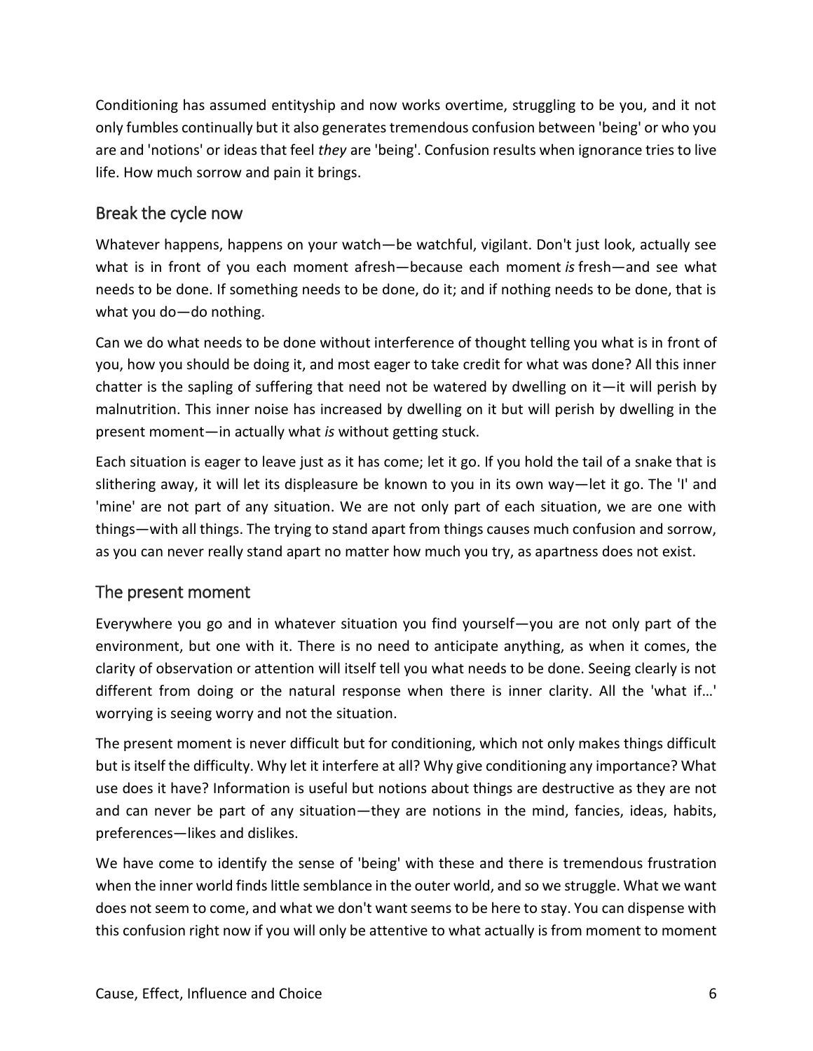Conditioning has assumed entityship and now works overtime, struggling to be you, and it not only fumbles continually but it also generates tremendous confusion between 'being' or who you are and 'notions' or ideas that feel *they* are 'being'. Confusion results when ignorance tries to live life. How much sorrow and pain it brings.

## Break the cycle now

Whatever happens, happens on your watch—be watchful, vigilant. Don't just look, actually see what is in front of you each moment afresh—because each moment *is* fresh—and see what needs to be done. If something needs to be done, do it; and if nothing needs to be done, that is what you do—do nothing.

Can we do what needs to be done without interference of thought telling you what is in front of you, how you should be doing it, and most eager to take credit for what was done? All this inner chatter is the sapling of suffering that need not be watered by dwelling on it—it will perish by malnutrition. This inner noise has increased by dwelling on it but will perish by dwelling in the present moment—in actually what *is* without getting stuck.

Each situation is eager to leave just as it has come; let it go. If you hold the tail of a snake that is slithering away, it will let its displeasure be known to you in its own way—let it go. The 'I' and 'mine' are not part of any situation. We are not only part of each situation, we are one with things—with all things. The trying to stand apart from things causes much confusion and sorrow, as you can never really stand apart no matter how much you try, as apartness does not exist.

## The present moment

Everywhere you go and in whatever situation you find yourself—you are not only part of the environment, but one with it. There is no need to anticipate anything, as when it comes, the clarity of observation or attention will itself tell you what needs to be done. Seeing clearly is not different from doing or the natural response when there is inner clarity. All the 'what if…' worrying is seeing worry and not the situation.

The present moment is never difficult but for conditioning, which not only makes things difficult but is itself the difficulty. Why let it interfere at all? Why give conditioning any importance? What use does it have? Information is useful but notions about things are destructive as they are not and can never be part of any situation—they are notions in the mind, fancies, ideas, habits, preferences—likes and dislikes.

We have come to identify the sense of 'being' with these and there is tremendous frustration when the inner world finds little semblance in the outer world, and so we struggle. What we want does not seem to come, and what we don't want seems to be here to stay. You can dispense with this confusion right now if you will only be attentive to what actually is from moment to moment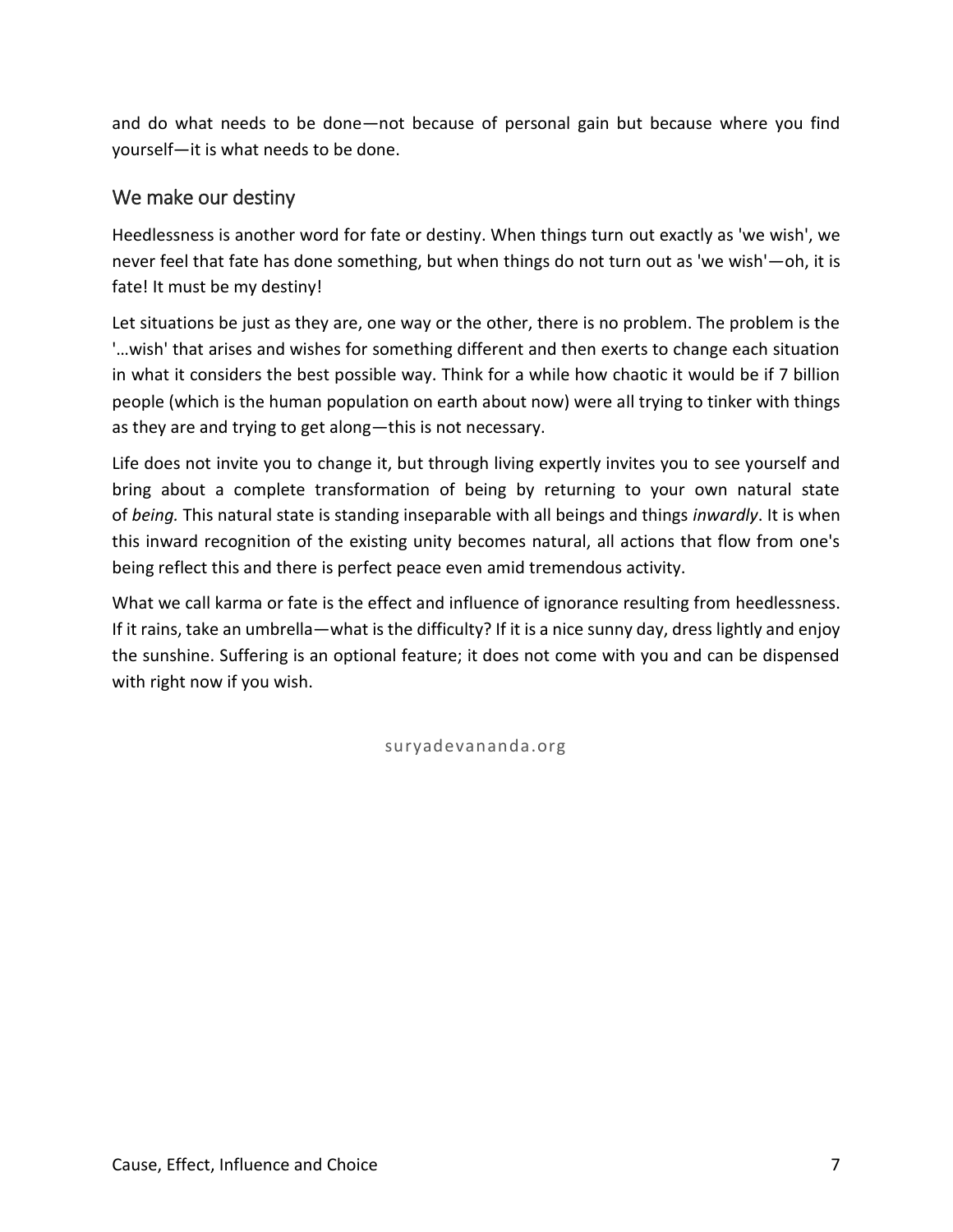and do what needs to be done—not because of personal gain but because where you find yourself—it is what needs to be done.

## We make our destiny

Heedlessness is another word for fate or destiny. When things turn out exactly as 'we wish', we never feel that fate has done something, but when things do not turn out as 'we wish'—oh, it is fate! It must be my destiny!

Let situations be just as they are, one way or the other, there is no problem. The problem is the '…wish' that arises and wishes for something different and then exerts to change each situation in what it considers the best possible way. Think for a while how chaotic it would be if 7 billion people (which is the human population on earth about now) were all trying to tinker with things as they are and trying to get along—this is not necessary.

Life does not invite you to change it, but through living expertly invites you to see yourself and bring about a complete transformation of being by returning to your own natural state of *being.* This natural state is standing inseparable with all beings and things *inwardly*. It is when this inward recognition of the existing unity becomes natural, all actions that flow from one's being reflect this and there is perfect peace even amid tremendous activity.

What we call karma or fate is the effect and influence of ignorance resulting from heedlessness. If it rains, take an umbrella—what is the difficulty? If it is a nice sunny day, dress lightly and enjoy the sunshine. Suffering is an optional feature; it does not come with you and can be dispensed with right now if you wish.

suryadevananda.org